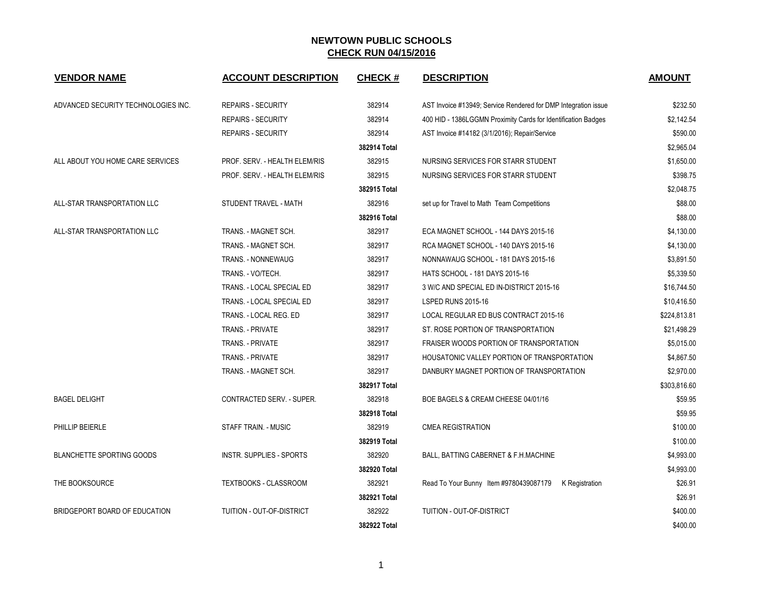# NEWTOWN PUBLIC SCHOOLS

## CHECK RUN 04/15/2016

| VENDOR NAME | ACCOUNT DESCRIPTION | CHECK # | DESCRIPTION | AMOUNT |
|---|---|---|---|---|
| ADVANCED SECURITY TECHNOLOGIES INC. | REPAIRS - SECURITY | 382914 | AST Invoice #13949; Service Rendered for DMP Integration issue | $232.50 |
| | REPAIRS - SECURITY | 382914 | 400 HID - 1386LGGMN Proximity Cards for Identification Badges | $2,142.54 |
| | REPAIRS - SECURITY | 382914 | AST Invoice #14182 (3/1/2016); Repair/Service | $590.00 |
| | | 382914 Total | | $2,965.04 |
| ALL ABOUT YOU HOME CARE SERVICES | PROF. SERV. - HEALTH ELEM/RIS | 382915 | NURSING SERVICES FOR STARR STUDENT | $1,650.00 |
| | PROF. SERV. - HEALTH ELEM/RIS | 382915 | NURSING SERVICES FOR STARR STUDENT | $398.75 |
| | | 382915 Total | | $2,048.75 |
| ALL-STAR TRANSPORTATION LLC | STUDENT TRAVEL - MATH | 382916 | set up for Travel to Math Team Competitions | $88.00 |
| | | 382916 Total | | $88.00 |
| ALL-STAR TRANSPORTATION LLC | TRANS. - MAGNET SCH. | 382917 | ECA MAGNET SCHOOL - 144 DAYS 2015-16 | $4,130.00 |
| | TRANS. - MAGNET SCH. | 382917 | RCA MAGNET SCHOOL - 140 DAYS 2015-16 | $4,130.00 |
| | TRANS. - NONNEWAUG | 382917 | NONNAWAUG SCHOOL - 181 DAYS 2015-16 | $3,891.50 |
| | TRANS. - VO/TECH. | 382917 | HATS SCHOOL - 181 DAYS 2015-16 | $5,339.50 |
| | TRANS. - LOCAL SPECIAL ED | 382917 | 3 W/C AND SPECIAL ED IN-DISTRICT 2015-16 | $16,744.50 |
| | TRANS. - LOCAL SPECIAL ED | 382917 | LSPED RUNS 2015-16 | $10,416.50 |
| | TRANS. - LOCAL REG. ED | 382917 | LOCAL REGULAR ED BUS CONTRACT 2015-16 | $224,813.81 |
| | TRANS. - PRIVATE | 382917 | ST. ROSE PORTION OF TRANSPORTATION | $21,498.29 |
| | TRANS. - PRIVATE | 382917 | FRAISER WOODS PORTION OF TRANSPORTATION | $5,015.00 |
| | TRANS. - PRIVATE | 382917 | HOUSATONIC VALLEY PORTION OF TRANSPORTATION | $4,867.50 |
| | TRANS. - MAGNET SCH. | 382917 | DANBURY MAGNET PORTION OF TRANSPORTATION | $2,970.00 |
| | | 382917 Total | | $303,816.60 |
| BAGEL DELIGHT | CONTRACTED SERV. - SUPER. | 382918 | BOE BAGELS & CREAM CHEESE 04/01/16 | $59.95 |
| | | 382918 Total | | $59.95 |
| PHILLIP BEIERLE | STAFF TRAIN. - MUSIC | 382919 | CMEA REGISTRATION | $100.00 |
| | | 382919 Total | | $100.00 |
| BLANCHETTE SPORTING GOODS | INSTR. SUPPLIES - SPORTS | 382920 | BALL, BATTING CABERNET & F.H.MACHINE | $4,993.00 |
| | | 382920 Total | | $4,993.00 |
| THE BOOKSOURCE | TEXTBOOKS - CLASSROOM | 382921 | Read To Your Bunny Item #9780439087179 K Registration | $26.91 |
| | | 382921 Total | | $26.91 |
| BRIDGEPORT BOARD OF EDUCATION | TUITION - OUT-OF-DISTRICT | 382922 | TUITION - OUT-OF-DISTRICT | $400.00 |
| | | 382922 Total | | $400.00 |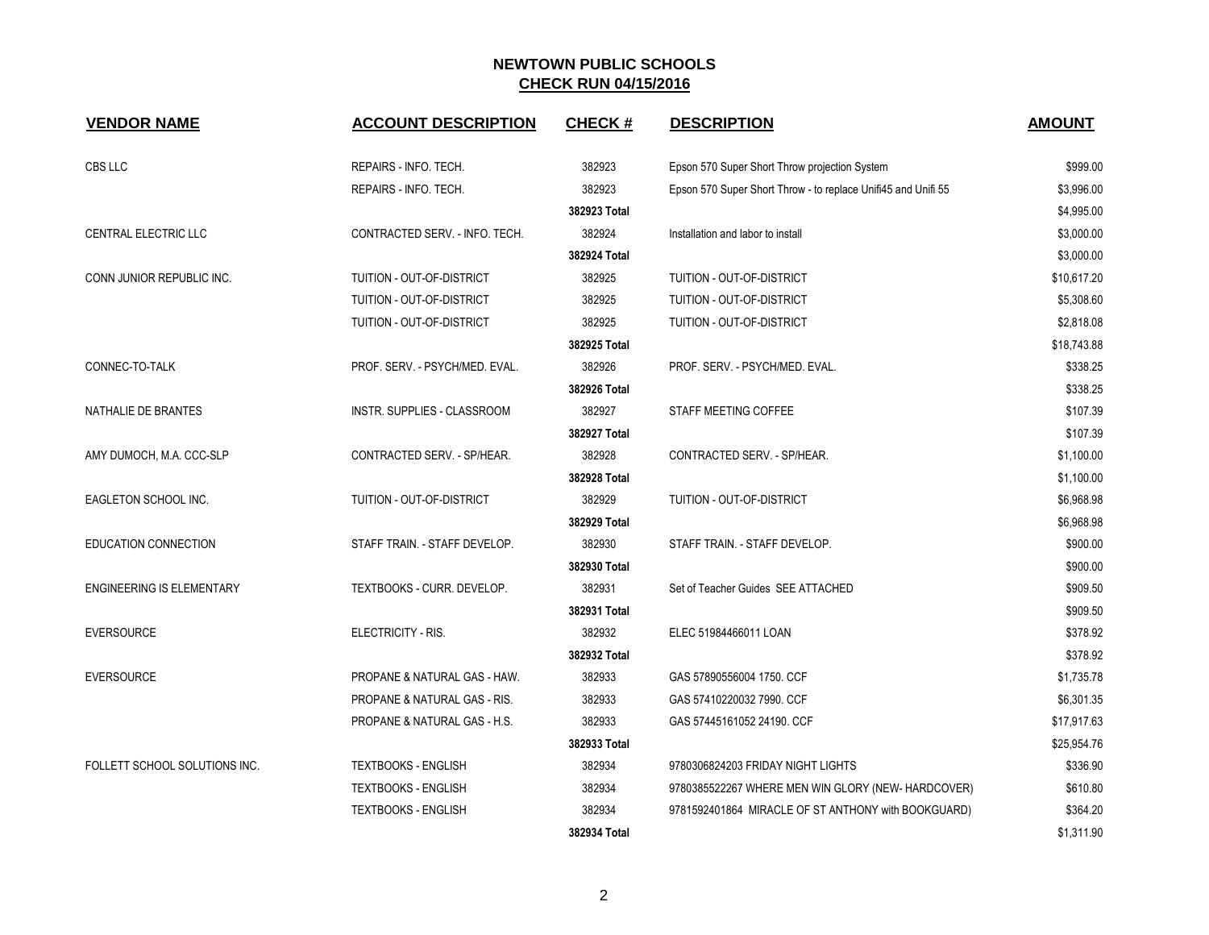# NEWTOWN PUBLIC SCHOOLS

## CHECK RUN 04/15/2016

| VENDOR NAME | ACCOUNT DESCRIPTION | CHECK # | DESCRIPTION | AMOUNT |
|---|---|---|---|---|
| CBS LLC | REPAIRS - INFO. TECH. | 382923 | Epson 570 Super Short Throw projection System | $999.00 |
| | REPAIRS - INFO. TECH. | 382923 | Epson 570 Super Short Throw - to replace Unifi45 and Unifi 55 | $3,996.00 |
| | | **382923 Total** | | $4,995.00 |
| CENTRAL ELECTRIC LLC | CONTRACTED SERV. - INFO. TECH. | 382924 | Installation and labor to install | $3,000.00 |
| | | **382924 Total** | | $3,000.00 |
| CONN JUNIOR REPUBLIC INC. | TUITION - OUT-OF-DISTRICT | 382925 | TUITION - OUT-OF-DISTRICT | $10,617.20 |
| | TUITION - OUT-OF-DISTRICT | 382925 | TUITION - OUT-OF-DISTRICT | $5,308.60 |
| | TUITION - OUT-OF-DISTRICT | 382925 | TUITION - OUT-OF-DISTRICT | $2,818.08 |
| | | **382925 Total** | | $18,743.88 |
| CONNEC-TO-TALK | PROF. SERV. - PSYCH/MED. EVAL. | 382926 | PROF. SERV. - PSYCH/MED. EVAL. | $338.25 |
| | | **382926 Total** | | $338.25 |
| NATHALIE DE BRANTES | INSTR. SUPPLIES - CLASSROOM | 382927 | STAFF MEETING COFFEE | $107.39 |
| | | **382927 Total** | | $107.39 |
| AMY DUMOCH, M.A. CCC-SLP | CONTRACTED SERV. - SP/HEAR. | 382928 | CONTRACTED SERV. - SP/HEAR. | $1,100.00 |
| | | **382928 Total** | | $1,100.00 |
| EAGLETON SCHOOL INC. | TUITION - OUT-OF-DISTRICT | 382929 | TUITION - OUT-OF-DISTRICT | $6,968.98 |
| | | **382929 Total** | | $6,968.98 |
| EDUCATION CONNECTION | STAFF TRAIN. - STAFF DEVELOP. | 382930 | STAFF TRAIN. - STAFF DEVELOP. | $900.00 |
| | | **382930 Total** | | $900.00 |
| ENGINEERING IS ELEMENTARY | TEXTBOOKS - CURR. DEVELOP. | 382931 | Set of Teacher Guides SEE ATTACHED | $909.50 |
| | | **382931 Total** | | $909.50 |
| EVERSOURCE | ELECTRICITY - RIS. | 382932 | ELEC 51984466011 LOAN | $378.92 |
| | | **382932 Total** | | $378.92 |
| EVERSOURCE | PROPANE & NATURAL GAS - HAW. | 382933 | GAS 57890556004 1750. CCF | $1,735.78 |
| | PROPANE & NATURAL GAS - RIS. | 382933 | GAS 57410220032 7990. CCF | $6,301.35 |
| | PROPANE & NATURAL GAS - H.S. | 382933 | GAS 57445161052 24190. CCF | $17,917.63 |
| | | **382933 Total** | | $25,954.76 |
| FOLLETT SCHOOL SOLUTIONS INC. | TEXTBOOKS - ENGLISH | 382934 | 9780306824203 FRIDAY NIGHT LIGHTS | $336.90 |
| | TEXTBOOKS - ENGLISH | 382934 | 9780385522267 WHERE MEN WIN GLORY (NEW- HARDCOVER) | $610.80 |
| | TEXTBOOKS - ENGLISH | 382934 | 9781592401864 MIRACLE OF ST ANTHONY with BOOKGUARD) | $364.20 |
| | | **382934 Total** | | $1,311.90 |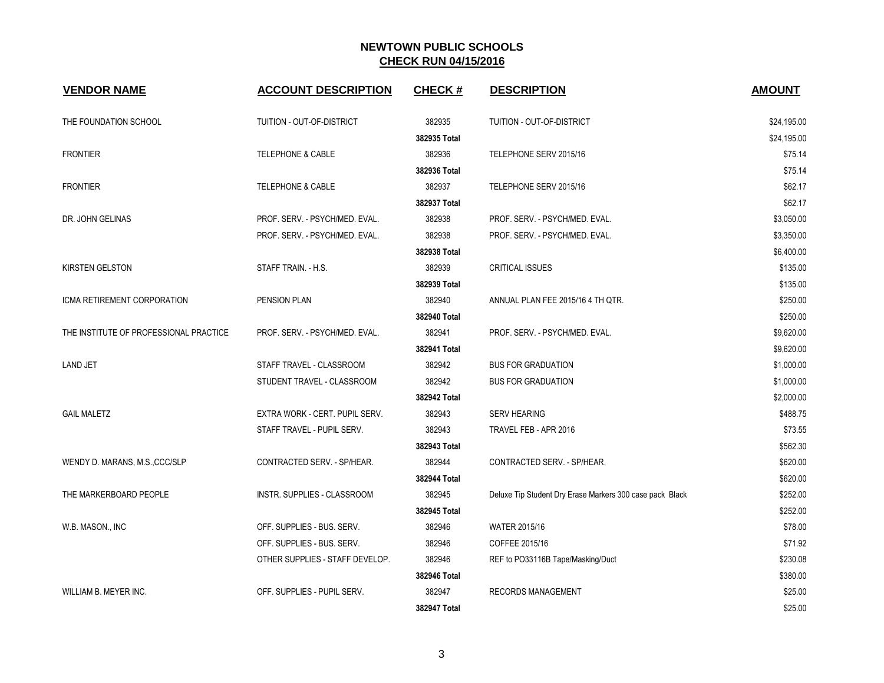## NEWTOWN PUBLIC SCHOOLS
## CHECK RUN 04/15/2016

| VENDOR NAME | ACCOUNT DESCRIPTION | CHECK # | DESCRIPTION | AMOUNT |
|---|---|---|---|---|
| THE FOUNDATION SCHOOL | TUITION - OUT-OF-DISTRICT | 382935 | TUITION - OUT-OF-DISTRICT | $24,195.00 |
| | | 382935 Total | | $24,195.00 |
| FRONTIER | TELEPHONE & CABLE | 382936 | TELEPHONE SERV 2015/16 | $75.14 |
| | | 382936 Total | | $75.14 |
| FRONTIER | TELEPHONE & CABLE | 382937 | TELEPHONE SERV 2015/16 | $62.17 |
| | | 382937 Total | | $62.17 |
| DR. JOHN GELINAS | PROF. SERV. - PSYCH/MED. EVAL. | 382938 | PROF. SERV. - PSYCH/MED. EVAL. | $3,050.00 |
| | PROF. SERV. - PSYCH/MED. EVAL. | 382938 | PROF. SERV. - PSYCH/MED. EVAL. | $3,350.00 |
| | | 382938 Total | | $6,400.00 |
| KIRSTEN GELSTON | STAFF TRAIN. - H.S. | 382939 | CRITICAL ISSUES | $135.00 |
| | | 382939 Total | | $135.00 |
| ICMA RETIREMENT CORPORATION | PENSION PLAN | 382940 | ANNUAL PLAN FEE 2015/16 4 TH QTR. | $250.00 |
| | | 382940 Total | | $250.00 |
| THE INSTITUTE OF PROFESSIONAL PRACTICE | PROF. SERV. - PSYCH/MED. EVAL. | 382941 | PROF. SERV. - PSYCH/MED. EVAL. | $9,620.00 |
| | | 382941 Total | | $9,620.00 |
| LAND JET | STAFF TRAVEL - CLASSROOM | 382942 | BUS FOR GRADUATION | $1,000.00 |
| | STUDENT TRAVEL - CLASSROOM | 382942 | BUS FOR GRADUATION | $1,000.00 |
| | | 382942 Total | | $2,000.00 |
| GAIL MALETZ | EXTRA WORK - CERT. PUPIL SERV. | 382943 | SERV HEARING | $488.75 |
| | STAFF TRAVEL - PUPIL SERV. | 382943 | TRAVEL FEB - APR 2016 | $73.55 |
| | | 382943 Total | | $562.30 |
| WENDY D. MARANS, M.S.,CCC/SLP | CONTRACTED SERV. - SP/HEAR. | 382944 | CONTRACTED SERV. - SP/HEAR. | $620.00 |
| | | 382944 Total | | $620.00 |
| THE MARKERBOARD PEOPLE | INSTR. SUPPLIES - CLASSROOM | 382945 | Deluxe Tip Student Dry Erase Markers 300 case pack Black | $252.00 |
| | | 382945 Total | | $252.00 |
| W.B. MASON., INC | OFF. SUPPLIES - BUS. SERV. | 382946 | WATER 2015/16 | $78.00 |
| | OFF. SUPPLIES - BUS. SERV. | 382946 | COFFEE 2015/16 | $71.92 |
| | OTHER SUPPLIES - STAFF DEVELOP. | 382946 | REF to PO33116B Tape/Masking/Duct | $230.08 |
| | | 382946 Total | | $380.00 |
| WILLIAM B. MEYER INC. | OFF. SUPPLIES - PUPIL SERV. | 382947 | RECORDS MANAGEMENT | $25.00 |
| | | 382947 Total | | $25.00 |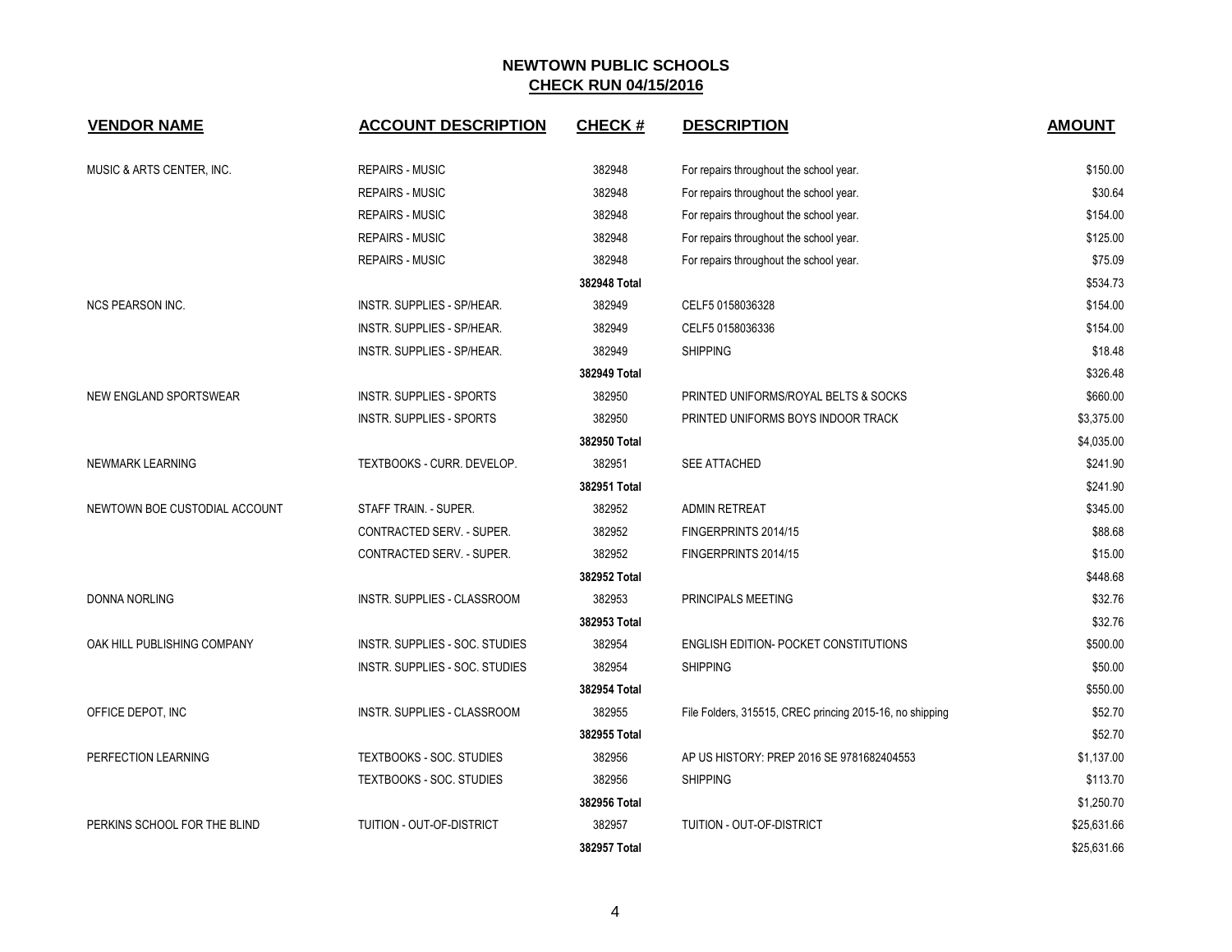# NEWTOWN PUBLIC SCHOOLS

## CHECK RUN 04/15/2016

| VENDOR NAME | ACCOUNT DESCRIPTION | CHECK # | DESCRIPTION | AMOUNT |
|---|---|---|---|---|
| MUSIC & ARTS CENTER, INC. | REPAIRS - MUSIC | 382948 | For repairs throughout the school year. | $150.00 |
| | REPAIRS - MUSIC | 382948 | For repairs throughout the school year. | $30.64 |
| | REPAIRS - MUSIC | 382948 | For repairs throughout the school year. | $154.00 |
| | REPAIRS - MUSIC | 382948 | For repairs throughout the school year. | $125.00 |
| | REPAIRS - MUSIC | 382948 | For repairs throughout the school year. | $75.09 |
| | | **382948 Total** | | $534.73 |
| NCS PEARSON INC. | INSTR. SUPPLIES - SP/HEAR. | 382949 | CELF5 0158036328 | $154.00 |
| | INSTR. SUPPLIES - SP/HEAR. | 382949 | CELF5 0158036336 | $154.00 |
| | INSTR. SUPPLIES - SP/HEAR. | 382949 | SHIPPING | $18.48 |
| | | **382949 Total** | | $326.48 |
| NEW ENGLAND SPORTSWEAR | INSTR. SUPPLIES - SPORTS | 382950 | PRINTED UNIFORMS/ROYAL BELTS & SOCKS | $660.00 |
| | INSTR. SUPPLIES - SPORTS | 382950 | PRINTED UNIFORMS BOYS INDOOR TRACK | $3,375.00 |
| | | **382950 Total** | | $4,035.00 |
| NEWMARK LEARNING | TEXTBOOKS - CURR. DEVELOP. | 382951 | SEE ATTACHED | $241.90 |
| | | **382951 Total** | | $241.90 |
| NEWTOWN BOE CUSTODIAL ACCOUNT | STAFF TRAIN. - SUPER. | 382952 | ADMIN RETREAT | $345.00 |
| | CONTRACTED SERV. - SUPER. | 382952 | FINGERPRINTS 2014/15 | $88.68 |
| | CONTRACTED SERV. - SUPER. | 382952 | FINGERPRINTS 2014/15 | $15.00 |
| | | **382952 Total** | | $448.68 |
| DONNA NORLING | INSTR. SUPPLIES - CLASSROOM | 382953 | PRINCIPALS MEETING | $32.76 |
| | | **382953 Total** | | $32.76 |
| OAK HILL PUBLISHING COMPANY | INSTR. SUPPLIES - SOC. STUDIES | 382954 | ENGLISH EDITION- POCKET CONSTITUTIONS | $500.00 |
| | INSTR. SUPPLIES - SOC. STUDIES | 382954 | SHIPPING | $50.00 |
| | | **382954 Total** | | $550.00 |
| OFFICE DEPOT, INC | INSTR. SUPPLIES - CLASSROOM | 382955 | File Folders, 315515, CREC princing 2015-16, no shipping | $52.70 |
| | | **382955 Total** | | $52.70 |
| PERFECTION LEARNING | TEXTBOOKS - SOC. STUDIES | 382956 | AP US HISTORY: PREP 2016 SE 9781682404553 | $1,137.00 |
| | TEXTBOOKS - SOC. STUDIES | 382956 | SHIPPING | $113.70 |
| | | **382956 Total** | | $1,250.70 |
| PERKINS SCHOOL FOR THE BLIND | TUITION - OUT-OF-DISTRICT | 382957 | TUITION - OUT-OF-DISTRICT | $25,631.66 |
| | | **382957 Total** | | $25,631.66 |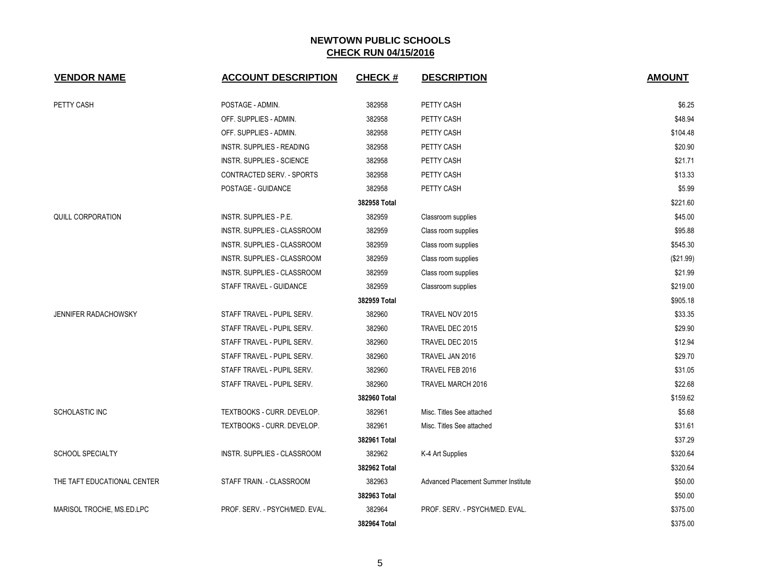# NEWTOWN PUBLIC SCHOOLS

## CHECK RUN 04/15/2016

| VENDOR NAME | ACCOUNT DESCRIPTION | CHECK # | DESCRIPTION | AMOUNT |
|---|---|---|---|---|
| PETTY CASH | POSTAGE - ADMIN. | 382958 | PETTY CASH | $6.25 |
| | OFF. SUPPLIES - ADMIN. | 382958 | PETTY CASH | $48.94 |
| | OFF. SUPPLIES - ADMIN. | 382958 | PETTY CASH | $104.48 |
| | INSTR. SUPPLIES - READING | 382958 | PETTY CASH | $20.90 |
| | INSTR. SUPPLIES - SCIENCE | 382958 | PETTY CASH | $21.71 |
| | CONTRACTED SERV. - SPORTS | 382958 | PETTY CASH | $13.33 |
| | POSTAGE - GUIDANCE | 382958 | PETTY CASH | $5.99 |
| | | **382958 Total** | | $221.60 |
| QUILL CORPORATION | INSTR. SUPPLIES - P.E. | 382959 | Classroom supplies | $45.00 |
| | INSTR. SUPPLIES - CLASSROOM | 382959 | Class room supplies | $95.88 |
| | INSTR. SUPPLIES - CLASSROOM | 382959 | Class room supplies | $545.30 |
| | INSTR. SUPPLIES - CLASSROOM | 382959 | Class room supplies | ($21.99) |
| | INSTR. SUPPLIES - CLASSROOM | 382959 | Class room supplies | $21.99 |
| | STAFF TRAVEL - GUIDANCE | 382959 | Classroom supplies | $219.00 |
| | | **382959 Total** | | $905.18 |
| JENNIFER RADACHOWSKY | STAFF TRAVEL - PUPIL SERV. | 382960 | TRAVEL NOV 2015 | $33.35 |
| | STAFF TRAVEL - PUPIL SERV. | 382960 | TRAVEL DEC 2015 | $29.90 |
| | STAFF TRAVEL - PUPIL SERV. | 382960 | TRAVEL DEC 2015 | $12.94 |
| | STAFF TRAVEL - PUPIL SERV. | 382960 | TRAVEL JAN 2016 | $29.70 |
| | STAFF TRAVEL - PUPIL SERV. | 382960 | TRAVEL FEB 2016 | $31.05 |
| | STAFF TRAVEL - PUPIL SERV. | 382960 | TRAVEL MARCH 2016 | $22.68 |
| | | **382960 Total** | | $159.62 |
| SCHOLASTIC INC | TEXTBOOKS - CURR. DEVELOP. | 382961 | Misc. Titles See attached | $5.68 |
| | TEXTBOOKS - CURR. DEVELOP. | 382961 | Misc. Titles See attached | $31.61 |
| | | **382961 Total** | | $37.29 |
| SCHOOL SPECIALTY | INSTR. SUPPLIES - CLASSROOM | 382962 | K-4 Art Supplies | $320.64 |
| | | **382962 Total** | | $320.64 |
| THE TAFT EDUCATIONAL CENTER | STAFF TRAIN. - CLASSROOM | 382963 | Advanced Placement Summer Institute | $50.00 |
| | | **382963 Total** | | $50.00 |
| MARISOL TROCHE, MS.ED.LPC | PROF. SERV. - PSYCH/MED. EVAL. | 382964 | PROF. SERV. - PSYCH/MED. EVAL. | $375.00 |
| | | **382964 Total** | | $375.00 |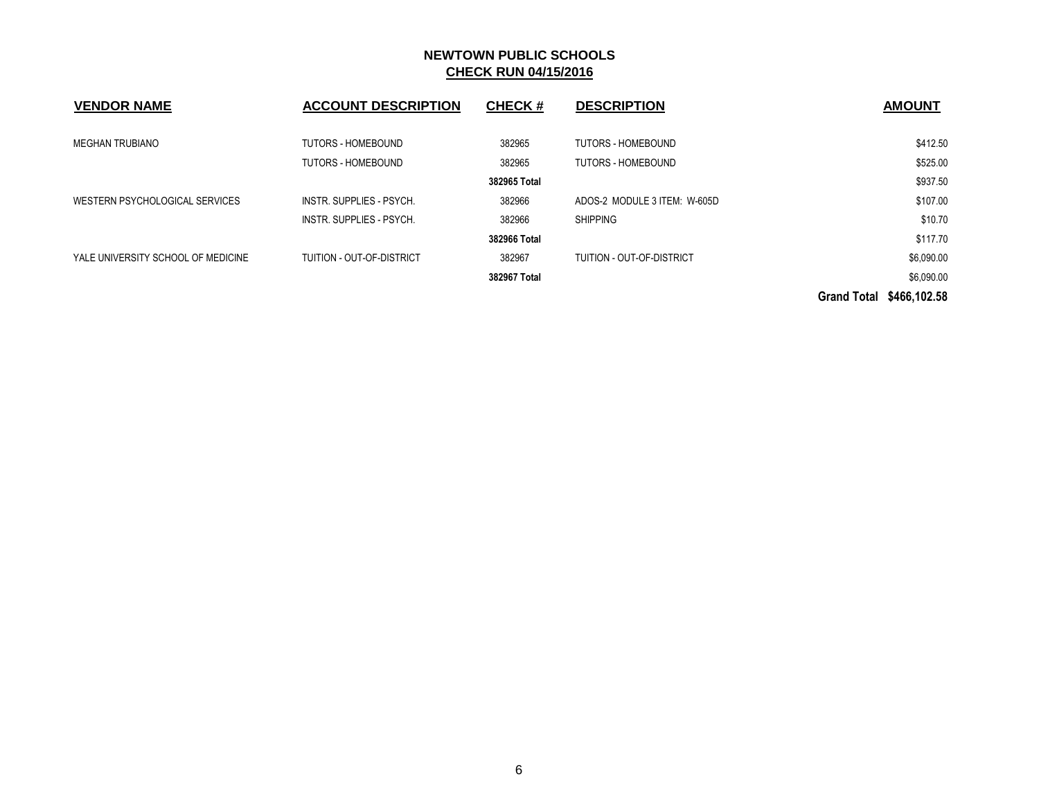**NEWTOWN PUBLIC SCHOOLS**
**CHECK RUN 04/15/2016**

| VENDOR NAME | ACCOUNT DESCRIPTION | CHECK # | DESCRIPTION | AMOUNT |
|---|---|---|---|---|
| MEGHAN TRUBIANO | TUTORS - HOMEBOUND | 382965 | TUTORS - HOMEBOUND | $412.50 |
| | TUTORS - HOMEBOUND | 382965 | TUTORS - HOMEBOUND | $525.00 |
| | | **382965 Total** | | $937.50 |
| WESTERN PSYCHOLOGICAL SERVICES | INSTR. SUPPLIES - PSYCH. | 382966 | ADOS-2 MODULE 3 ITEM: W-605D | $107.00 |
| | INSTR. SUPPLIES - PSYCH. | 382966 | SHIPPING | $10.70 |
| | | **382966 Total** | | $117.70 |
| YALE UNIVERSITY SCHOOL OF MEDICINE | TUITION - OUT-OF-DISTRICT | 382967 | TUITION - OUT-OF-DISTRICT | $6,090.00 |
| | | **382967 Total** | | $6,090.00 |
| | | | **Grand Total** | **$466,102.58** |